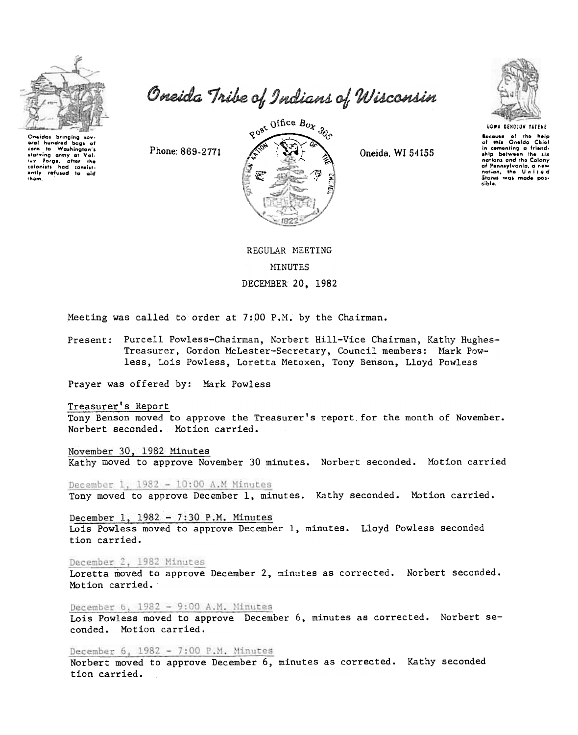# Oneida Tribe of Indians of Wisconsin

Oneidas bringing several hundred bags of corn to Washington's starving army at Valley Forge, after the colonists had consistently refused to aid them.

Phone: 869-2771

Post Office Box 365

Oneida, WI 54155

UGWA DEHOLUH YATEHE

Because of the help of this Oneida Chief in cementing a friendship between the six nations and the Colony of Pennsylvania, a new nation, the United States was made possible.

REGULAR MEETING

MINUTES

DECEMBER 20, 1982

Meeting was called to order at 7:00 P.M. by the Chairman.

Present: Purcell Powless-Chairman, Norbert Hill-Vice Chairman, Kathy Hughes-Treasurer, Gordon McLester-Secretary, Council members: Mark Powless, Lois Powless, Loretta Metoxen, Tony Benson, Lloyd Powless

Prayer was offered by: Mark Powless

Treasurer's Report

Tony Benson moved to approve the Treasurer's report for the month of November. Norbert seconded. Motion carried.

November 30, 1982 Minutes

Kathy moved to approve November 30 minutes. Norbert seconded. Motion carried

December 1, 1982 - 10:00 A.M Minutes

Tony moved to approve December 1, minutes. Kathy seconded. Motion carried.

December 1, 1982 - 7:30 P.M. Minutes

Lois Powless moved to approve December 1, minutes. Lloyd Powless seconded tion carried.

December 2, 1982 Minutes

Loretta moved to approve December 2, minutes as corrected. Norbert seconded. Motion carried.

December 6, 1982 - 9:00 A.M. Minutes

Lois Powless moved to approve December 6, minutes as corrected. Norbert seconded. Motion carried.

December 6, 1982 - 7:00 P.M. Minutes

Norbert moved to approve December 6, minutes as corrected. Kathy seconded tion carried.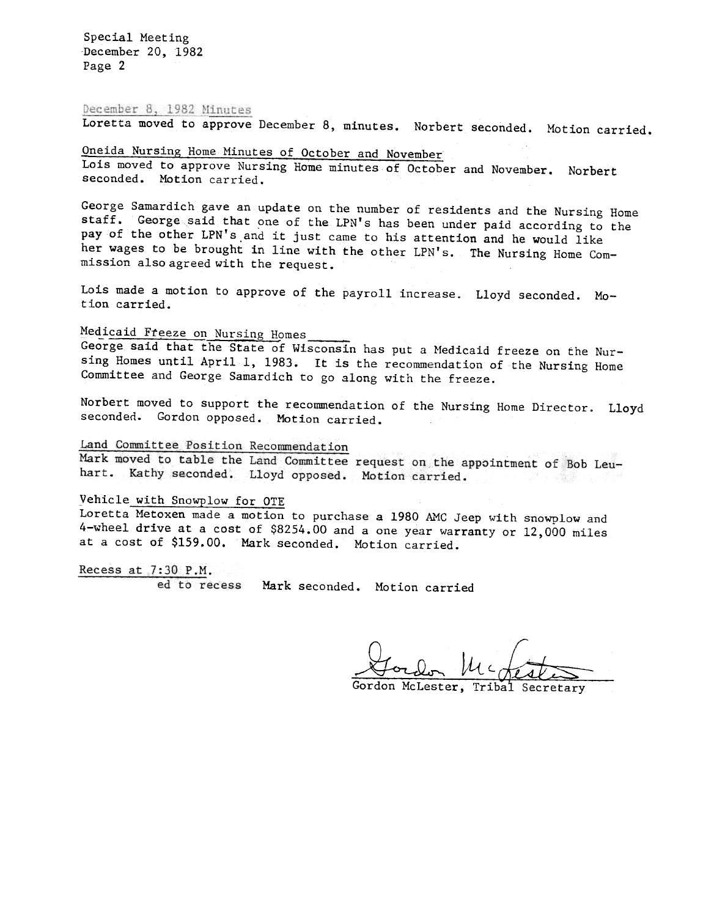Special Meeting
December 20, 1982

December 8, 1982 Minutes
Loretta moved to approve December 8, minutes. Norbert seconded. Motion carried.

Oneida Nursing Home Minutes of October and November
Lois moved to approve Nursing Home minutes of October and November. Norbert seconded. Motion carried.

George Samardich gave an update on the number of residents and the Nursing Home staff. George said that one of the LPN's has been under paid according to the pay of the other LPN's and it just came to his attention and he would like her wages to be brought in line with the other LPN's. The Nursing Home Commission also agreed with the request.

Lois made a motion to approve of the payroll increase. Lloyd seconded. Motion carried.

Medicaid Freeze on Nursing Homes
George said that the State of Wisconsin has put a Medicaid freeze on the Nursing Homes until April 1, 1983. It is the recommendation of the Nursing Home Committee and George Samardich to go along with the freeze.

Norbert moved to support the recommendation of the Nursing Home Director. Lloyd seconded. Gordon opposed. Motion carried.

Land Committee Position Recommendation
Mark moved to table the Land Committee request on the appointment of Bob Leuhart. Kathy seconded. Lloyd opposed. Motion carried.

Vehicle with Snowplow for OTE
Loretta Metoxen made a motion to purchase a 1980 AMC Jeep with snowplow and 4-wheel drive at a cost of $8254.00 and a one year warranty or 12,000 miles at a cost of $159.00. Mark seconded. Motion carried.

Recess at 7:30 P.M.
ed to recess Mark seconded. Motion carried

Gordon McLester, Tribal Secretary